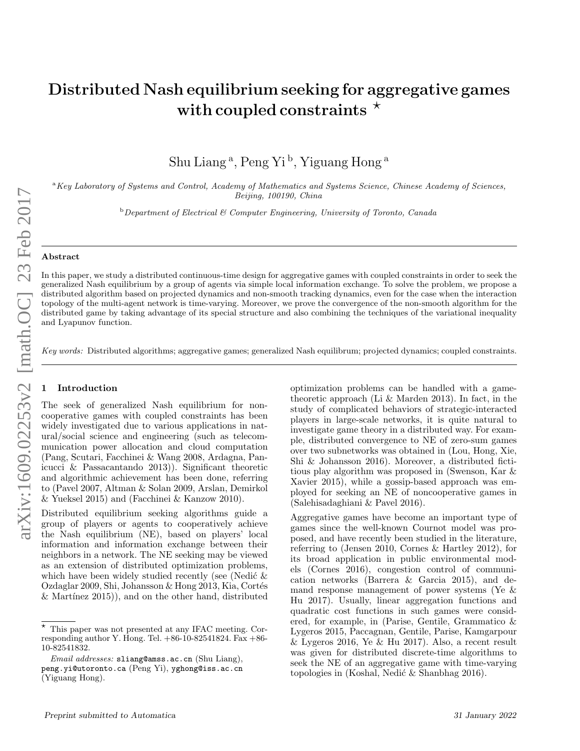# Distributed Nash equilibrium seeking for aggregative games with coupled constraints [⋆]

Shu Liang [a], Peng Yi [b], Yiguang Hong [a]

[a] *Key Laboratory of Systems and Control, Academy of Mathematics and Systems Science, Chinese Academy of Sciences, Beijing, 100190, China*

[b] *Department of Electrical & Computer Engineering, University of Toronto, Canada*

---

**Abstract**

In this paper, we study a distributed continuous-time design for aggregative games with coupled constraints in order to seek the generalized Nash equilibrium by a group of agents via simple local information exchange. To solve the problem, we propose a distributed algorithm based on projected dynamics and non-smooth tracking dynamics, even for the case when the interaction topology of the multi-agent network is time-varying. Moreover, we prove the convergence of the non-smooth algorithm for the distributed game by taking advantage of its special structure and also combining the techniques of the variational inequality and Lyapunov function.

*Key words:* Distributed algorithms; aggregative games; generalized Nash equilibrum; projected dynamics; coupled constraints.

---

## 1 Introduction

The seek of generalized Nash equilibrium for non-cooperative games with coupled constraints has been widely investigated due to various applications in natural/social science and engineering (such as telecommunication power allocation and cloud computation (Pang, Scutari, Facchinei & Wang 2008, Ardagna, Panicucci & Passacantando 2013)). Significant theoretic and algorithmic achievement has been done, referring to (Pavel 2007, Altman & Solan 2009, Arslan, Demirkol & Yueksel 2015) and (Facchinei & Kanzow 2010).

Distributed equilibrium seeking algorithms guide a group of players or agents to cooperatively achieve the Nash equilibrium (NE), based on players' local information and information exchange between their neighbors in a network. The NE seeking may be viewed as an extension of distributed optimization problems, which have been widely studied recently (see (Nedić & Ozdaglar 2009, Shi, Johansson & Hong 2013, Kia, Cortés & Martínez 2015)), and on the other hand, distributed optimization problems can be handled with a game-theoretic approach (Li & Marden 2013). In fact, in the study of complicated behaviors of strategic-interacted players in large-scale networks, it is quite natural to investigate game theory in a distributed way. For example, distributed convergence to NE of zero-sum games over two subnetworks was obtained in (Lou, Hong, Xie, Shi & Johansson 2016). Moreover, a distributed fictitious play algorithm was proposed in (Swenson, Kar & Xavier 2015), while a gossip-based approach was employed for seeking an NE of noncooperative games in (Salehisadaghiani & Pavel 2016).

Aggregative games have become an important type of games since the well-known Cournot model was proposed, and have recently been studied in the literature, referring to (Jensen 2010, Cornes & Hartley 2012), for its broad application in public environmental models (Cornes 2016), congestion control of communication networks (Barrera & Garcia 2015), and demand response management of power systems (Ye & Hu 2017). Usually, linear aggregation functions and quadratic cost functions in such games were considered, for example, in (Parise, Gentile, Grammatico & Lygeros 2015, Paccagnan, Gentile, Parise, Kamgarpour & Lygeros 2016, Ye & Hu 2017). Also, a recent result was given for distributed discrete-time algorithms to seek the NE of an aggregative game with time-varying topologies in (Koshal, Nedić & Shanbhag 2016).

---

[⋆] This paper was not presented at any IFAC meeting. Corresponding author Y. Hong. Tel. +86-10-82541824. Fax +86-10-82541832.

*Email addresses:* sliang@amss.ac.cn (Shu Liang), peng.yi@utoronto.ca (Peng Yi), yghong@iss.ac.cn (Yiguang Hong).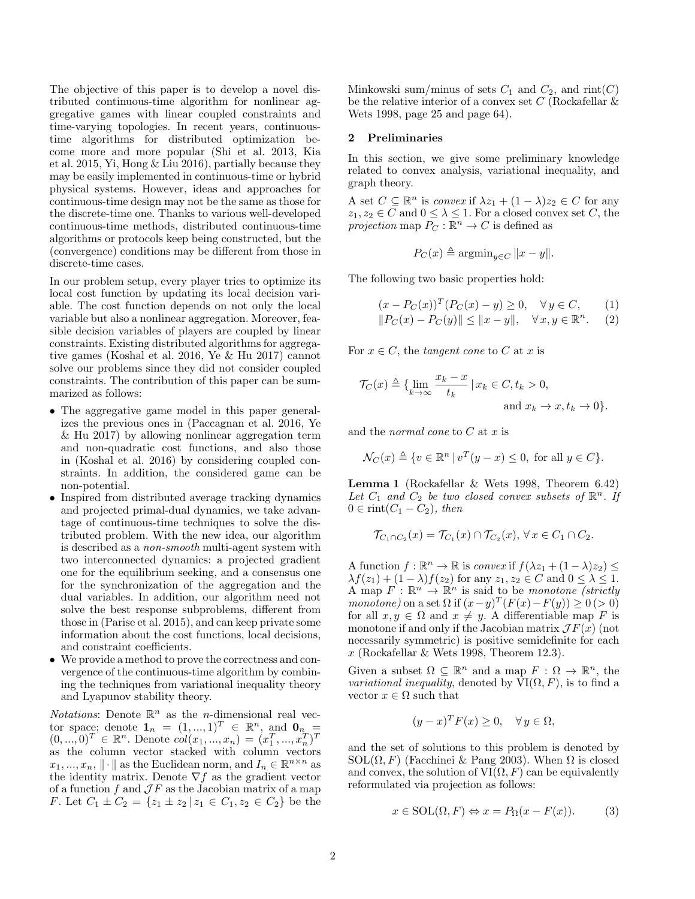The objective of this paper is to develop a novel distributed continuous-time algorithm for nonlinear aggregative games with linear coupled constraints and time-varying topologies. In recent years, continuous-time algorithms for distributed optimization become more and more popular (Shi et al. 2013, Kia et al. 2015, Yi, Hong & Liu 2016), partially because they may be easily implemented in continuous-time or hybrid physical systems. However, ideas and approaches for continuous-time design may not be the same as those for the discrete-time one. Thanks to various well-developed continuous-time methods, distributed continuous-time algorithms or protocols keep being constructed, but the (convergence) conditions may be different from those in discrete-time cases.

In our problem setup, every player tries to optimize its local cost function by updating its local decision variable. The cost function depends on not only the local variable but also a nonlinear aggregation. Moreover, feasible decision variables of players are coupled by linear constraints. Existing distributed algorithms for aggregative games (Koshal et al. 2016, Ye & Hu 2017) cannot solve our problems since they did not consider coupled constraints. The contribution of this paper can be summarized as follows:

- The aggregative game model in this paper generalizes the previous ones in (Paccagnan et al. 2016, Ye & Hu 2017) by allowing nonlinear aggregation term and non-quadratic cost functions, and also those in (Koshal et al. 2016) by considering coupled constraints. In addition, the considered game can be non-potential.
- Inspired from distributed average tracking dynamics and projected primal-dual dynamics, we take advantage of continuous-time techniques to solve the distributed problem. With the new idea, our algorithm is described as a *non-smooth* multi-agent system with two interconnected dynamics: a projected gradient one for the equilibrium seeking, and a consensus one for the synchronization of the aggregation and the dual variables. In addition, our algorithm need not solve the best response subproblems, different from those in (Parise et al. 2015), and can keep private some information about the cost functions, local decisions, and constraint coefficients.
- We provide a method to prove the correctness and convergence of the continuous-time algorithm by combining the techniques from variational inequality theory and Lyapunov stability theory.

*Notations*: Denote $\mathbb{R}^n$ as the $n$-dimensional real vector space; denote $\mathbf{1}_n = (1, ..., 1)^T \in \mathbb{R}^n$, and $\mathbf{0}_n = (0, ..., 0)^T \in \mathbb{R}^n$. Denote $col(x_1, ..., x_n) = (x_1^T, ..., x_n^T)^T$ as the column vector stacked with column vectors $x_1, ..., x_n$, $\|\cdot\|$ as the Euclidean norm, and $I_n \in \mathbb{R}^{n\times n}$ as the identity matrix. Denote $\nabla f$ as the gradient vector of a function $f$ and $\mathcal{J}F$ as the Jacobian matrix of a map $F$. Let $C_1 \pm C_2 = \{z_1 \pm z_2 \,|\, z_1 \in C_1, z_2 \in C_2\}$ be the Minkowski sum/minus of sets $C_1$ and $C_2$, and $\mathrm{rint}(C)$ be the relative interior of a convex set $C$ (Rockafellar & Wets 1998, page 25 and page 64).

## 2 Preliminaries

In this section, we give some preliminary knowledge related to convex analysis, variational inequality, and graph theory.

A set $C \subseteq \mathbb{R}^n$ is *convex* if $\lambda z_1 + (1-\lambda)z_2 \in C$ for any $z_1, z_2 \in C$ and $0 \le \lambda \le 1$. For a closed convex set $C$, the *projection* map $P_C : \mathbb{R}^n \to C$ is defined as

$$P_C(x) \triangleq \mathrm{argmin}_{y\in C} \|x-y\|.$$

The following two basic properties hold:

$$(x - P_C(x))^T(P_C(x) - y) \ge 0, \quad \forall\, y \in C, \tag{1}$$

$$\|P_C(x) - P_C(y)\| \le \|x-y\|, \quad \forall\, x, y \in \mathbb{R}^n. \tag{2}$$

For $x \in C$, the *tangent cone* to $C$ at $x$ is

$$\mathcal{T}_C(x) \triangleq \{\lim_{k\to\infty} \frac{x_k - x}{t_k} \,|\, x_k \in C, t_k > 0, \text{ and } x_k \to x, t_k \to 0\}.$$

and the *normal cone* to $C$ at $x$ is

$$\mathcal{N}_C(x) \triangleq \{v \in \mathbb{R}^n \,|\, v^T(y-x) \le 0, \text{ for all } y \in C\}.$$

**Lemma 1** (Rockafellar & Wets 1998, Theorem 6.42) *Let $C_1$ and $C_2$ be two closed convex subsets of $\mathbb{R}^n$. If $0 \in \mathrm{rint}(C_1 - C_2)$, then*

$$\mathcal{T}_{C_1\cap C_2}(x) = \mathcal{T}_{C_1}(x) \cap \mathcal{T}_{C_2}(x), \forall\, x \in C_1 \cap C_2.$$

A function $f : \mathbb{R}^n \to \mathbb{R}$ is *convex* if $f(\lambda z_1 + (1-\lambda)z_2) \le \lambda f(z_1) + (1-\lambda) f(z_2)$ for any $z_1, z_2 \in C$ and $0 \le \lambda \le 1$. A map $F : \mathbb{R}^n \to \mathbb{R}^n$ is said to be *monotone (strictly monotone)* on a set $\Omega$ if $(x-y)^T(F(x) - F(y)) \ge 0\, (> 0)$ for all $x, y \in \Omega$ and $x \ne y$. A differentiable map $F$ is monotone if and only if the Jacobian matrix $\mathcal{J}F(x)$ (not necessarily symmetric) is positive semidefinite for each $x$ (Rockafellar & Wets 1998, Theorem 12.3).

Given a subset $\Omega \subseteq \mathbb{R}^n$ and a map $F : \Omega \to \mathbb{R}^n$, the *variational inequality*, denoted by $\mathrm{VI}(\Omega, F)$, is to find a vector $x \in \Omega$ such that

$$(y-x)^T F(x) \ge 0, \quad \forall\, y \in \Omega,$$

and the set of solutions to this problem is denoted by $\mathrm{SOL}(\Omega, F)$ (Facchinei & Pang 2003). When $\Omega$ is closed and convex, the solution of $\mathrm{VI}(\Omega, F)$ can be equivalently reformulated via projection as follows:

$$x \in \mathrm{SOL}(\Omega, F) \Leftrightarrow x = P_\Omega(x - F(x)). \tag{3}$$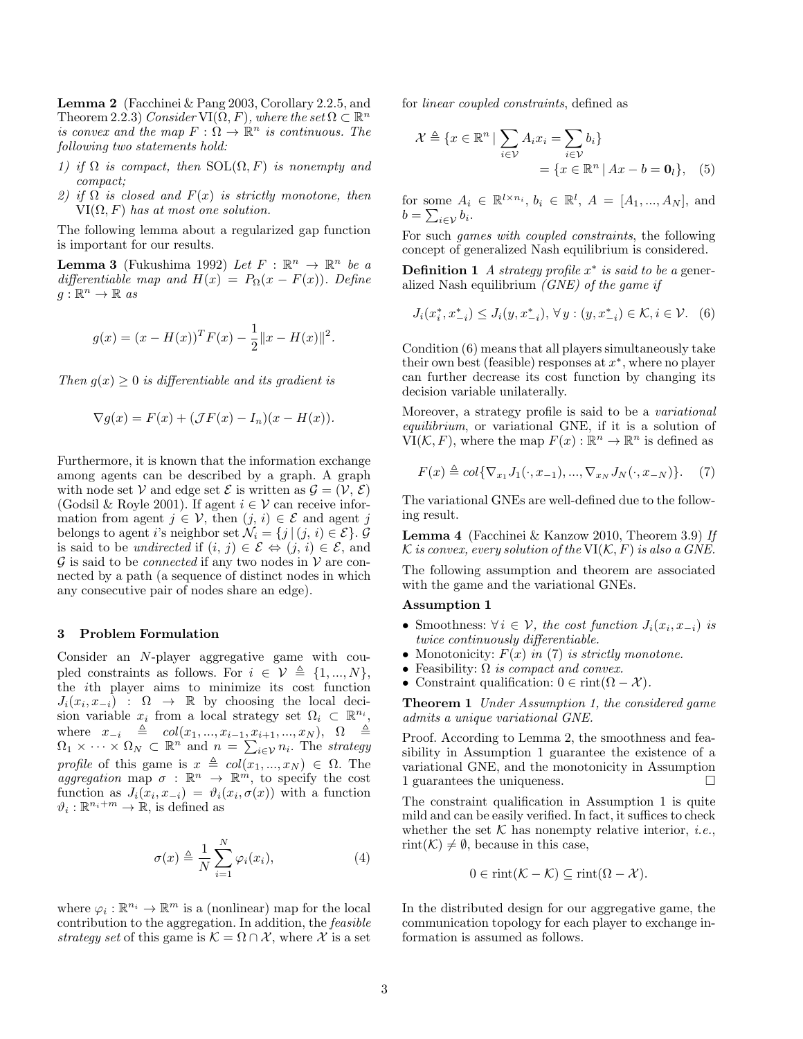**Lemma 2** (Facchinei & Pang 2003, Corollary 2.2.5, and Theorem 2.2.3) *Consider* $\mathrm{VI}(\Omega, F)$*, where the set* $\Omega \subset \mathbb{R}^n$ *is convex and the map* $F : \Omega \to \mathbb{R}^n$ *is continuous. The following two statements hold:*

1) *if* $\Omega$ *is compact, then* $\mathrm{SOL}(\Omega, F)$ *is nonempty and compact;*
2) *if* $\Omega$ *is closed and* $F(x)$ *is strictly monotone, then* $\mathrm{VI}(\Omega, F)$ *has at most one solution.*

The following lemma about a regularized gap function is important for our results.

**Lemma 3** (Fukushima 1992) *Let* $F : \mathbb{R}^n \to \mathbb{R}^n$ *be a differentiable map and* $H(x) = P_\Omega(x - F(x))$*. Define* $g : \mathbb{R}^n \to \mathbb{R}$ *as*

$$g(x) = (x - H(x))^T F(x) - \frac{1}{2}\|x - H(x)\|^2.$$

*Then* $g(x) \geq 0$ *is differentiable and its gradient is*

$$\nabla g(x) = F(x) + (\mathcal{J}F(x) - I_n)(x - H(x)).$$

Furthermore, it is known that the information exchange among agents can be described by a graph. A graph with node set $\mathcal{V}$ and edge set $\mathcal{E}$ is written as $\mathcal{G} = (\mathcal{V}, \mathcal{E})$ (Godsil & Royle 2001). If agent $i \in \mathcal{V}$ can receive information from agent $j \in \mathcal{V}$, then $(j, i) \in \mathcal{E}$ and agent $j$ belongs to agent $i$'s neighbor set $\mathcal{N}_i = \{j \,|\, (j, i) \in \mathcal{E}\}$. $\mathcal{G}$ is said to be *undirected* if $(i, j) \in \mathcal{E} \Leftrightarrow (j, i) \in \mathcal{E}$, and $\mathcal{G}$ is said to be *connected* if any two nodes in $\mathcal{V}$ are connected by a path (a sequence of distinct nodes in which any consecutive pair of nodes share an edge).

## 3 Problem Formulation

Consider an $N$-player aggregative game with coupled constraints as follows. For $i \in \mathcal{V} \triangleq \{1, ..., N\}$, the $i$th player aims to minimize its cost function $J_i(x_i, x_{-i}) : \Omega \to \mathbb{R}$ by choosing the local decision variable $x_i$ from a local strategy set $\Omega_i \subset \mathbb{R}^{n_i}$, where $x_{-i} \triangleq col(x_1, ..., x_{i-1}, x_{i+1}, ..., x_N)$, $\Omega \triangleq \Omega_1 \times \cdots \times \Omega_N \subset \mathbb{R}^n$ and $n = \sum_{i \in \mathcal{V}} n_i$. The *strategy profile* of this game is $x \triangleq col(x_1, ..., x_N) \in \Omega$. The *aggregation* map $\sigma : \mathbb{R}^n \to \mathbb{R}^m$, to specify the cost function as $J_i(x_i, x_{-i}) = \vartheta_i(x_i, \sigma(x))$ with a function $\vartheta_i : \mathbb{R}^{n_i + m} \to \mathbb{R}$, is defined as

$$\sigma(x) \triangleq \frac{1}{N}\sum_{i=1}^{N} \varphi_i(x_i), \tag{4}$$

where $\varphi_i : \mathbb{R}^{n_i} \to \mathbb{R}^m$ is a (nonlinear) map for the local contribution to the aggregation. In addition, the *feasible strategy set* of this game is $\mathcal{K} = \Omega \cap \mathcal{X}$, where $\mathcal{X}$ is a set for *linear coupled constraints*, defined as

$$\begin{aligned}\mathcal{X} \triangleq \{x \in \mathbb{R}^n \,|\, \sum_{i \in \mathcal{V}} A_i x_i = \sum_{i \in \mathcal{V}} b_i\} \\ = \{x \in \mathbb{R}^n \,|\, Ax - b = \mathbf{0}_l\},\end{aligned} \tag{5}$$

for some $A_i \in \mathbb{R}^{l \times n_i}$, $b_i \in \mathbb{R}^l$, $A = [A_1, ..., A_N]$, and $b = \sum_{i \in \mathcal{V}} b_i$.

For such *games with coupled constraints*, the following concept of generalized Nash equilibrium is considered.

**Definition 1** *A strategy profile* $x^*$ *is said to be a* generalized Nash equilibrium *(GNE) of the game if*

$$J_i(x_i^*, x_{-i}^*) \leq J_i(y, x_{-i}^*), \; \forall \, y : (y, x_{-i}^*) \in \mathcal{K}, i \in \mathcal{V}. \tag{6}$$

Condition (6) means that all players simultaneously take their own best (feasible) responses at $x^*$, where no player can further decrease its cost function by changing its decision variable unilaterally.

Moreover, a strategy profile is said to be a *variational equilibrium*, or variational GNE, if it is a solution of $\mathrm{VI}(\mathcal{K}, F)$, where the map $F(x) : \mathbb{R}^n \to \mathbb{R}^n$ is defined as

$$F(x) \triangleq col\{\nabla_{x_1} J_1(\cdot, x_{-1}), ..., \nabla_{x_N} J_N(\cdot, x_{-N})\}. \tag{7}$$

The variational GNEs are well-defined due to the following result.

**Lemma 4** (Facchinei & Kanzow 2010, Theorem 3.9) *If* $\mathcal{K}$ *is convex, every solution of the* $\mathrm{VI}(\mathcal{K}, F)$ *is also a GNE.*

The following assumption and theorem are associated with the game and the variational GNEs.

**Assumption 1**

- Smoothness: $\forall\, i \in \mathcal{V}$*, the cost function* $J_i(x_i, x_{-i})$ *is twice continuously differentiable.*
- Monotonicity: $F(x)$ *in* (7) *is strictly monotone.*
- Feasibility: $\Omega$ *is compact and convex.*
- Constraint qualification: $0 \in \mathrm{rint}(\Omega - \mathcal{X})$.

**Theorem 1** *Under Assumption 1, the considered game admits a unique variational GNE.*

Proof. According to Lemma 2, the smoothness and feasibility in Assumption 1 guarantee the existence of a variational GNE, and the monotonicity in Assumption 1 guarantees the uniqueness. □

The constraint qualification in Assumption 1 is quite mild and can be easily verified. In fact, it suffices to check whether the set $\mathcal{K}$ has nonempty relative interior, *i.e.*, $\mathrm{rint}(\mathcal{K}) \neq \emptyset$, because in this case,

$$0 \in \mathrm{rint}(\mathcal{K} - \mathcal{K}) \subseteq \mathrm{rint}(\Omega - \mathcal{X}).$$

In the distributed design for our aggregative game, the communication topology for each player to exchange information is assumed as follows.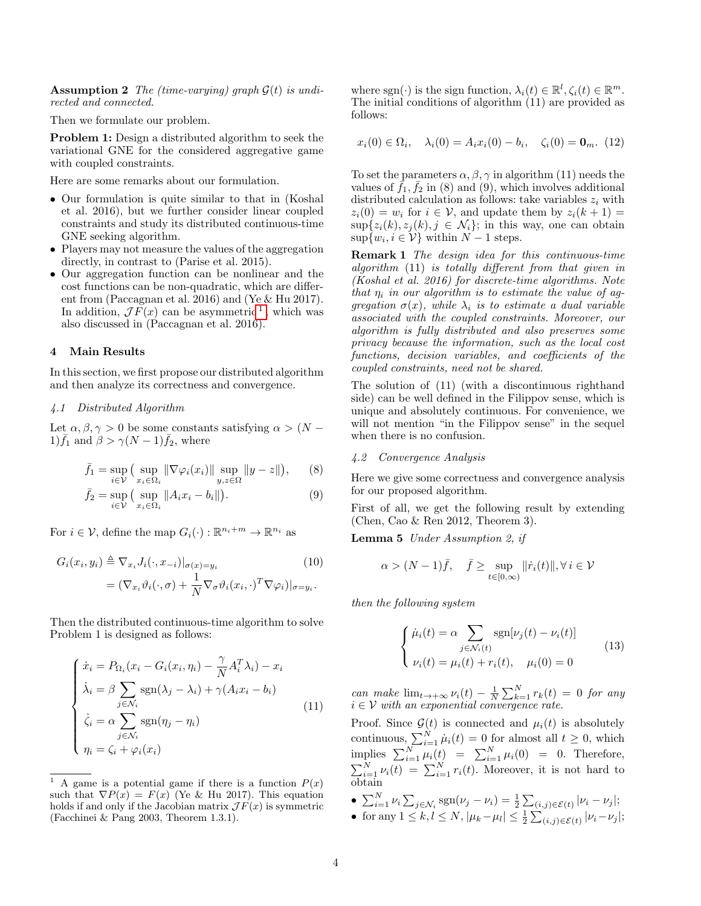**Assumption 2** *The (time-varying) graph $\mathcal{G}(t)$ is undirected and connected.*

Then we formulate our problem.

**Problem 1:** Design a distributed algorithm to seek the variational GNE for the considered aggregative game with coupled constraints.

Here are some remarks about our formulation.

- Our formulation is quite similar to that in (Koshal et al. 2016), but we further consider linear coupled constraints and study its distributed continuous-time GNE seeking algorithm.
- Players may not measure the values of the aggregation directly, in contrast to (Parise et al. 2015).
- Our aggregation function can be nonlinear and the cost functions can be non-quadratic, which are different from (Paccagnan et al. 2016) and (Ye & Hu 2017). In addition, $\mathcal{J}F(x)$ can be asymmetric[1], which was also discussed in (Paccagnan et al. 2016).

## 4 Main Results

In this section, we first propose our distributed algorithm and then analyze its correctness and convergence.

### 4.1 Distributed Algorithm

Let $\alpha, \beta, \gamma > 0$ be some constants satisfying $\alpha > (N-1)\bar{f}_1$ and $\beta > \gamma(N-1)\bar{f}_2$, where

$$\bar{f}_1 = \sup_{i\in\mathcal{V}} \big( \sup_{x_i\in\Omega_i} \|\nabla\varphi_i(x_i)\| \sup_{y,z\in\Omega} \|y-z\| \big), \tag{8}$$

$$\bar{f}_2 = \sup_{i\in\mathcal{V}} \big( \sup_{x_i\in\Omega_i} \|A_i x_i - b_i\| \big). \tag{9}$$

For $i \in \mathcal{V}$, define the map $G_i(\cdot): \mathbb{R}^{n_i+m} \to \mathbb{R}^{n_i}$ as

$$\begin{aligned} G_i(x_i, y_i) &\triangleq \nabla_{x_i} J_i(\cdot, x_{-i})|_{\sigma(x)=y_i} \qquad (10)\\ &= (\nabla_{x_i}\vartheta_i(\cdot,\sigma) + \frac{1}{N}\nabla_\sigma \vartheta_i(x_i,\cdot)^T \nabla\varphi_i)|_{\sigma=y_i}. \end{aligned}$$

Then the distributed continuous-time algorithm to solve Problem 1 is designed as follows:

$$\begin{cases} \dot{x}_i = P_{\Omega_i}(x_i - G_i(x_i,\eta_i) - \frac{\gamma}{N}A_i^T\lambda_i) - x_i \\ \dot{\lambda}_i = \beta \sum_{j\in\mathcal{N}_i} \mathrm{sgn}(\lambda_j - \lambda_i) + \gamma(A_i x_i - b_i) \\ \dot{\zeta}_i = \alpha \sum_{j\in\mathcal{N}_i} \mathrm{sgn}(\eta_j - \eta_i) \\ \eta_i = \zeta_i + \varphi_i(x_i) \end{cases} \tag{11}$$

where $\mathrm{sgn}(\cdot)$ is the sign function, $\lambda_i(t) \in \mathbb{R}^l, \zeta_i(t) \in \mathbb{R}^m$. The initial conditions of algorithm (11) are provided as follows:

$$x_i(0) \in \Omega_i, \quad \lambda_i(0) = A_i x_i(0) - b_i, \quad \zeta_i(0) = \mathbf{0}_m. \tag{12}$$

To set the parameters $\alpha, \beta, \gamma$ in algorithm (11) needs the values of $\bar{f}_1, \bar{f}_2$ in (8) and (9), which involves additional distributed calculation as follows: take variables $z_i$ with $z_i(0) = w_i$ for $i \in \mathcal{V}$, and update them by $z_i(k+1) = \sup\{z_i(k), z_j(k), j \in \mathcal{N}_i\}$; in this way, one can obtain $\sup\{w_i, i \in \mathcal{V}\}$ within $N-1$ steps.

**Remark 1** *The design idea for this continuous-time algorithm (11) is totally different from that given in (Koshal et al. 2016) for discrete-time algorithms. Note that $\eta_i$ in our algorithm is to estimate the value of aggregation $\sigma(x)$, while $\lambda_i$ is to estimate a dual variable associated with the coupled constraints. Moreover, our algorithm is fully distributed and also preserves some privacy because the information, such as the local cost functions, decision variables, and coefficients of the coupled constraints, need not be shared.*

The solution of (11) (with a discontinuous righthand side) can be well defined in the Filippov sense, which is unique and absolutely continuous. For convenience, we will not mention "in the Filippov sense" in the sequel when there is no confusion.

### 4.2 Convergence Analysis

Here we give some correctness and convergence analysis for our proposed algorithm.

First of all, we get the following result by extending (Chen, Cao & Ren 2012, Theorem 3).

**Lemma 5** *Under Assumption 2, if*

$$\alpha > (N-1)\bar{f}, \quad \bar{f} \geq \sup_{t\in[0,\infty)} \|\dot{r}_i(t)\|, \forall\, i \in \mathcal{V}$$

*then the following system*

$$\begin{cases} \dot{\mu}_i(t) = \alpha \sum_{j\in\mathcal{N}_i(t)} \mathrm{sgn}[\nu_j(t) - \nu_i(t)] \\ \nu_i(t) = \mu_i(t) + r_i(t), \quad \mu_i(0) = 0 \end{cases} \tag{13}$$

*can make $\lim_{t\to+\infty} \nu_i(t) - \frac{1}{N}\sum_{k=1}^N r_k(t) = 0$ for any $i \in \mathcal{V}$ with an exponential convergence rate.*

Proof. Since $\mathcal{G}(t)$ is connected and $\mu_i(t)$ is absolutely continuous, $\sum_{i=1}^N \dot{\mu}_i(t) = 0$ for almost all $t \geq 0$, which implies $\sum_{i=1}^N \mu_i(t) = \sum_{i=1}^N \mu_i(0) = 0$. Therefore, $\sum_{i=1}^N \nu_i(t) = \sum_{i=1}^N r_i(t)$. Moreover, it is not hard to obtain

- $\sum_{i=1}^N \nu_i \sum_{j\in\mathcal{N}_i} \mathrm{sgn}(\nu_j - \nu_i) = \frac{1}{2}\sum_{(i,j)\in\mathcal{E}(t)} |\nu_i - \nu_j|$;
- for any $1 \leq k, l \leq N$, $|\mu_k - \mu_l| \leq \frac{1}{2}\sum_{(i,j)\in\mathcal{E}(t)} |\nu_i - \nu_j|$;

[1] A game is a potential game if there is a function $P(x)$ such that $\nabla P(x) = F(x)$ (Ye & Hu 2017). This equation holds if and only if the Jacobian matrix $\mathcal{J}F(x)$ is symmetric (Facchinei & Pang 2003, Theorem 1.3.1).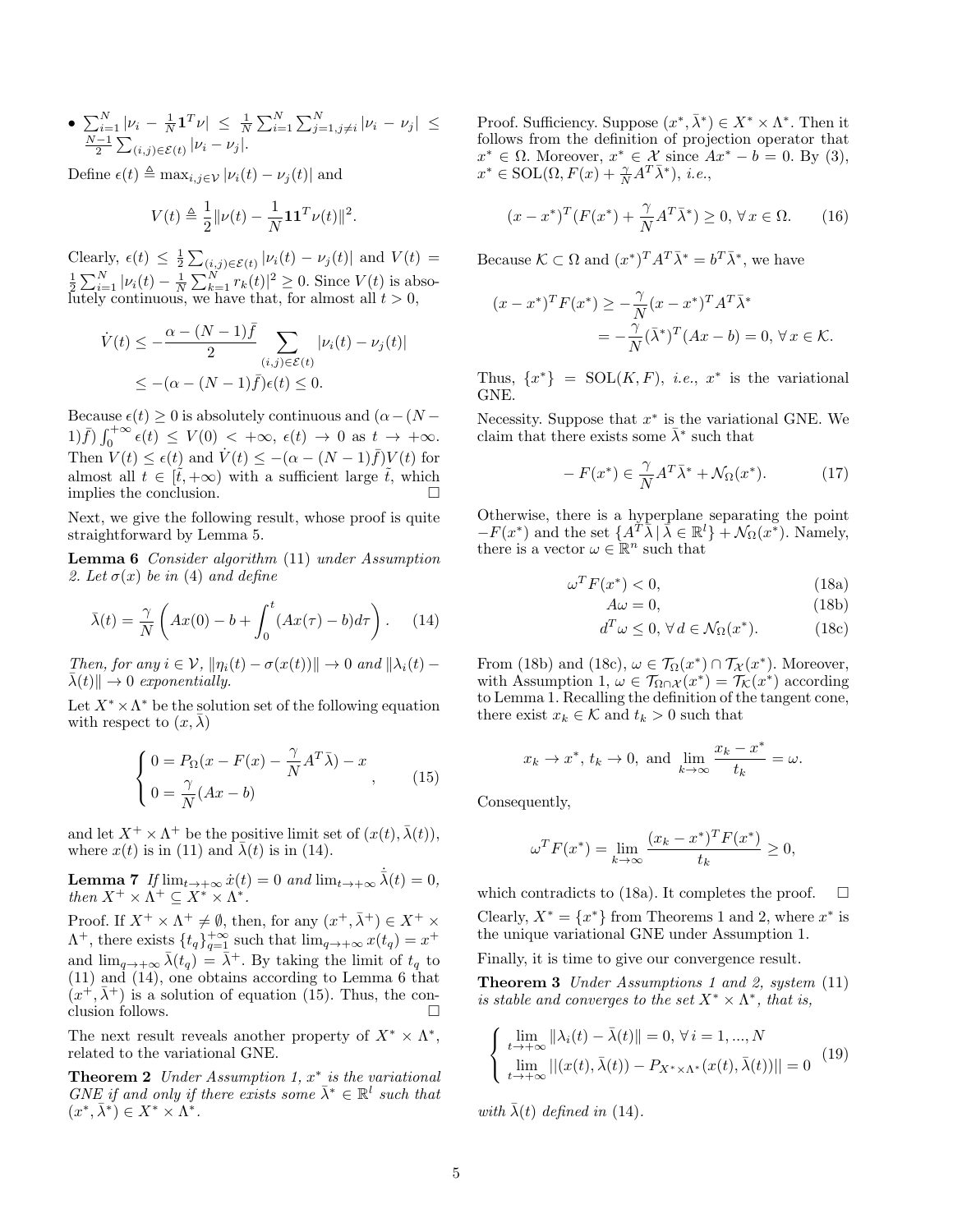- $\sum_{i=1}^N |\nu_i - \frac{1}{N}\mathbf{1}^T\nu| \leq \frac{1}{N}\sum_{i=1}^N\sum_{j=1,j\neq i}^N |\nu_i - \nu_j| \leq \frac{N-1}{2}\sum_{(i,j)\in\mathcal{E}(t)} |\nu_i - \nu_j|$.

Define $\epsilon(t) \triangleq \max_{i,j\in\mathcal{V}} |\nu_i(t) - \nu_j(t)|$ and

$$V(t) \triangleq \frac{1}{2}\|\nu(t) - \frac{1}{N}\mathbf{1}\mathbf{1}^T\nu(t)\|^2.$$

Clearly, $\epsilon(t) \leq \frac{1}{2}\sum_{(i,j)\in\mathcal{E}(t)} |\nu_i(t) - \nu_j(t)|$ and $V(t) = \frac{1}{2}\sum_{i=1}^N |\nu_i(t) - \frac{1}{N}\sum_{k=1}^N r_k(t)|^2 \geq 0$. Since $V(t)$ is absolutely continuous, we have that, for almost all $t > 0$,

$$\begin{aligned}\dot{V}(t) &\leq -\frac{\alpha - (N-1)\bar{f}}{2}\sum_{(i,j)\in\mathcal{E}(t)} |\nu_i(t) - \nu_j(t)| \\ &\leq -(\alpha - (N-1)\bar{f})\epsilon(t) \leq 0.\end{aligned}$$

Because $\epsilon(t) \geq 0$ is absolutely continuous and $(\alpha - (N-1)\bar{f})\int_0^{+\infty}\epsilon(t) \leq V(0) < +\infty$, $\epsilon(t) \to 0$ as $t \to +\infty$. Then $V(t) \leq \epsilon(t)$ and $\dot{V}(t) \leq -(\alpha - (N-1)\bar{f})V(t)$ for almost all $t \in [\tilde{t}, +\infty)$ with a sufficient large $\tilde{t}$, which implies the conclusion. □

Next, we give the following result, whose proof is quite straightforward by Lemma 5.

**Lemma 6** *Consider algorithm* (11) *under Assumption 2. Let $\sigma(x)$ be in* (4) *and define*

$$\bar{\lambda}(t) = \frac{\gamma}{N}\left(Ax(0) - b + \int_0^t (Ax(\tau) - b)d\tau\right). \tag{14}$$

*Then, for any $i \in \mathcal{V}$, $\|\eta_i(t) - \sigma(x(t))\| \to 0$ and $\|\lambda_i(t) - \bar{\lambda}(t)\| \to 0$ exponentially.*

Let $X^* \times \Lambda^*$ be the solution set of the following equation with respect to $(x, \bar{\lambda})$

$$\begin{cases} 0 = P_\Omega(x - F(x) - \frac{\gamma}{N}A^T\bar{\lambda}) - x \\ 0 = \frac{\gamma}{N}(Ax - b) \end{cases}, \tag{15}$$

and let $X^+ \times \Lambda^+$ be the positive limit set of $(x(t), \bar{\lambda}(t))$, where $x(t)$ is in (11) and $\bar{\lambda}(t)$ is in (14).

**Lemma 7** *If $\lim_{t\to+\infty}\dot{x}(t) = 0$ and $\lim_{t\to+\infty}\dot{\bar{\lambda}}(t) = 0$, then $X^+ \times \Lambda^+ \subseteq X^* \times \Lambda^*$.*

Proof. If $X^+ \times \Lambda^+ \neq \emptyset$, then, for any $(x^+, \bar{\lambda}^+) \in X^+ \times \Lambda^+$, there exists $\{t_q\}_{q=1}^{+\infty}$ such that $\lim_{q\to+\infty} x(t_q) = x^+$ and $\lim_{q\to+\infty}\bar{\lambda}(t_q) = \bar{\lambda}^+$. By taking the limit of $t_q$ to (11) and (14), one obtains according to Lemma 6 that $(x^+, \bar{\lambda}^+)$ is a solution of equation (15). Thus, the conclusion follows. □

The next result reveals another property of $X^* \times \Lambda^*$, related to the variational GNE.

**Theorem 2** *Under Assumption 1, $x^*$ is the variational GNE if and only if there exists some $\bar{\lambda}^* \in \mathbb{R}^l$ such that $(x^*, \bar{\lambda}^*) \in X^* \times \Lambda^*$.*

Proof. Sufficiency. Suppose $(x^*, \bar{\lambda}^*) \in X^* \times \Lambda^*$. Then it follows from the definition of projection operator that $x^* \in \Omega$. Moreover, $x^* \in \mathcal{X}$ since $Ax^* - b = 0$. By (3), $x^* \in \mathrm{SOL}(\Omega, F(x) + \frac{\gamma}{N}A^T\bar{\lambda}^*)$, *i.e.*,

$$(x - x^*)^T(F(x^*) + \frac{\gamma}{N}A^T\bar{\lambda}^*) \geq 0, \forall x \in \Omega. \tag{16}$$

Because $\mathcal{K} \subset \Omega$ and $(x^*)^TA^T\bar{\lambda}^* = b^T\bar{\lambda}^*$, we have

$$\begin{aligned}(x - x^*)^TF(x^*) &\geq -\frac{\gamma}{N}(x - x^*)^TA^T\bar{\lambda}^* \\ &= -\frac{\gamma}{N}(\bar{\lambda}^*)^T(Ax - b) = 0, \forall x \in \mathcal{K}.\end{aligned}$$

Thus, $\{x^*\} = \mathrm{SOL}(K, F)$, *i.e.*, $x^*$ is the variational GNE.

Necessity. Suppose that $x^*$ is the variational GNE. We claim that there exists some $\bar{\lambda}^*$ such that

$$-F(x^*) \in \frac{\gamma}{N}A^T\bar{\lambda}^* + \mathcal{N}_\Omega(x^*). \tag{17}$$

Otherwise, there is a hyperplane separating the point $-F(x^*)$ and the set $\{A^T\bar{\lambda} \,|\, \bar{\lambda} \in \mathbb{R}^l\} + \mathcal{N}_\Omega(x^*)$. Namely, there is a vector $\omega \in \mathbb{R}^n$ such that

$$\omega^TF(x^*) < 0, \tag{18a}$$

$$A\omega = 0, \tag{18b}$$

$$d^T\omega \leq 0, \forall d \in \mathcal{N}_\Omega(x^*). \tag{18c}$$

From (18b) and (18c), $\omega \in \mathcal{T}_\Omega(x^*) \cap \mathcal{T}_\mathcal{X}(x^*)$. Moreover, with Assumption 1, $\omega \in \mathcal{T}_{\Omega\cap\mathcal{X}}(x^*) = \mathcal{T}_\mathcal{K}(x^*)$ according to Lemma 1. Recalling the definition of the tangent cone, there exist $x_k \in \mathcal{K}$ and $t_k > 0$ such that

$$x_k \to x^*, \, t_k \to 0, \text{ and } \lim_{k\to\infty}\frac{x_k - x^*}{t_k} = \omega.$$

Consequently,

$$\omega^TF(x^*) = \lim_{k\to\infty}\frac{(x_k - x^*)^TF(x^*)}{t_k} \geq 0,$$

which contradicts to (18a). It completes the proof. □

Clearly, $X^* = \{x^*\}$ from Theorems 1 and 2, where $x^*$ is the unique variational GNE under Assumption 1.

Finally, it is time to give our convergence result.

**Theorem 3** *Under Assumptions 1 and 2, system* (11) *is stable and converges to the set $X^* \times \Lambda^*$, that is,*

$$\begin{cases} \lim_{t\to+\infty}\|\lambda_i(t) - \bar{\lambda}(t)\| = 0, \forall i = 1, ..., N \\ \lim_{t\to+\infty}\|(x(t), \bar{\lambda}(t)) - P_{X^*\times\Lambda^*}(x(t), \bar{\lambda}(t))\| = 0 \end{cases} \tag{19}$$

*with $\bar{\lambda}(t)$ defined in* (14).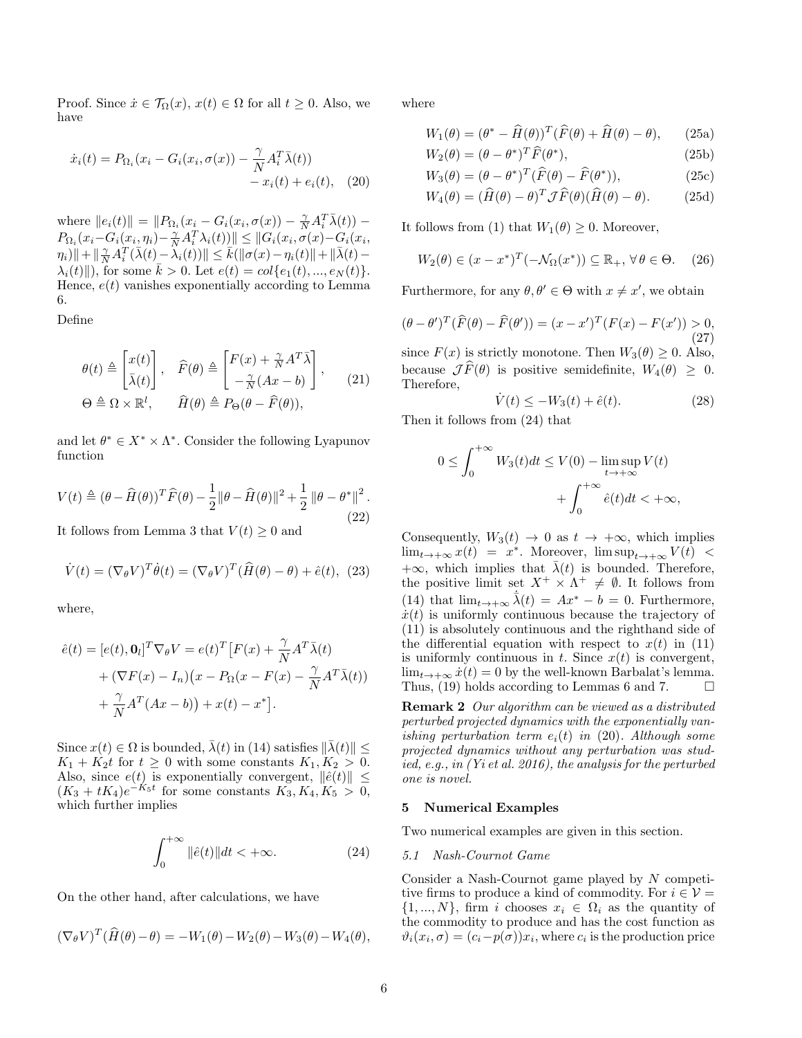Proof. Since $\dot{x} \in \mathcal{T}_\Omega(x)$, $x(t) \in \Omega$ for all $t \geq 0$. Also, we have

$$\dot{x}_i(t) = P_{\Omega_i}(x_i - G_i(x_i, \sigma(x)) - \frac{\gamma}{N} A_i^T \bar{\lambda}(t)) - x_i(t) + e_i(t), \quad (20)$$

where $\|e_i(t)\| = \|P_{\Omega_i}(x_i - G_i(x_i, \sigma(x)) - \frac{\gamma}{N} A_i^T \bar{\lambda}(t)) - P_{\Omega_i}(x_i - G_i(x_i, \eta_i) - \frac{\gamma}{N} A_i^T \lambda_i(t))\| \leq \|G_i(x_i, \sigma(x) - G_i(x_i, \eta_i)\| + \|\frac{\gamma}{N} A_i^T(\bar{\lambda}(t) - \lambda_i(t))\| \leq \bar{k}(\|\sigma(x) - \eta_i(t)\| + \|\bar{\lambda}(t) - \lambda_i(t)\|)$, for some $\bar{k} > 0$. Let $e(t) = col\{e_1(t), ..., e_N(t)\}$. Hence, $e(t)$ vanishes exponentially according to Lemma 6.

Define

$$\theta(t) \triangleq \begin{bmatrix} x(t) \\ \bar{\lambda}(t) \end{bmatrix}, \quad \widehat{F}(\theta) \triangleq \begin{bmatrix} F(x) + \frac{\gamma}{N} A^T \bar{\lambda} \\ -\frac{\gamma}{N}(Ax - b) \end{bmatrix}, \quad (21)$$
$$\Theta \triangleq \Omega \times \mathbb{R}^l, \qquad \widehat{H}(\theta) \triangleq P_\Theta(\theta - \widehat{F}(\theta)),$$

and let $\theta^* \in X^* \times \Lambda^*$. Consider the following Lyapunov function

$$V(t) \triangleq (\theta - \widehat{H}(\theta))^T \widehat{F}(\theta) - \frac{1}{2}\|\theta - \widehat{H}(\theta)\|^2 + \frac{1}{2}\|\theta - \theta^*\|^2. \quad (22)$$

It follows from Lemma 3 that $V(t) \geq 0$ and

$$\dot{V}(t) = (\nabla_\theta V)^T \dot{\theta}(t) = (\nabla_\theta V)^T (\widehat{H}(\theta) - \theta) + \hat{e}(t), \quad (23)$$

where,

$$\hat{e}(t) = [e(t), \mathbf{0}_l]^T \nabla_\theta V = e(t)^T \big[ F(x) + \frac{\gamma}{N} A^T \bar{\lambda}(t) + (\nabla F(x) - I_n)\big(x - P_\Omega(x - F(x) - \frac{\gamma}{N} A^T \bar{\lambda}(t)) + \frac{\gamma}{N} A^T(Ax - b)\big) + x(t) - x^* \big].$$

Since $x(t) \in \Omega$ is bounded, $\bar{\lambda}(t)$ in (14) satisfies $\|\bar{\lambda}(t)\| \leq K_1 + K_2 t$ for $t \geq 0$ with some constants $K_1, K_2 > 0$. Also, since $e(t)$ is exponentially convergent, $\|\hat{e}(t)\| \leq (K_3 + tK_4)e^{-K_5 t}$ for some constants $K_3, K_4, K_5 > 0$, which further implies

$$\int_0^{+\infty} \|\hat{e}(t)\| dt < +\infty. \quad (24)$$

On the other hand, after calculations, we have

$$(\nabla_\theta V)^T (\widehat{H}(\theta) - \theta) = -W_1(\theta) - W_2(\theta) - W_3(\theta) - W_4(\theta),$$

where

$$W_1(\theta) = (\theta^* - \widehat{H}(\theta))^T (\widehat{F}(\theta) + \widehat{H}(\theta) - \theta), \quad (25a)$$
$$W_2(\theta) = (\theta - \theta^*)^T \widehat{F}(\theta^*), \quad (25b)$$
$$W_3(\theta) = (\theta - \theta^*)^T (\widehat{F}(\theta) - \widehat{F}(\theta^*)), \quad (25c)$$
$$W_4(\theta) = (\widehat{H}(\theta) - \theta)^T \mathcal{J}\widehat{F}(\theta)(\widehat{H}(\theta) - \theta). \quad (25d)$$

It follows from (1) that $W_1(\theta) \geq 0$. Moreover,

$$W_2(\theta) \in (x - x^*)^T(-\mathcal{N}_\Omega(x^*)) \subseteq \mathbb{R}_+, \ \forall\, \theta \in \Theta. \quad (26)$$

Furthermore, for any $\theta, \theta' \in \Theta$ with $x \neq x'$, we obtain

$$(\theta - \theta')^T (\widehat{F}(\theta) - \widehat{F}(\theta')) = (x - x')^T (F(x) - F(x')) > 0, \quad (27)$$

since $F(x)$ is strictly monotone. Then $W_3(\theta) \geq 0$. Also, because $\mathcal{J}\widehat{F}(\theta)$ is positive semidefinite, $W_4(\theta) \geq 0$. Therefore,

$$\dot{V}(t) \leq -W_3(t) + \hat{e}(t). \quad (28)$$

Then it follows from (24) that

$$0 \leq \int_0^{+\infty} W_3(t) dt \leq V(0) - \limsup_{t \to +\infty} V(t) + \int_0^{+\infty} \hat{e}(t) dt < +\infty,$$

Consequently, $W_3(t) \to 0$ as $t \to +\infty$, which implies $\lim_{t \to +\infty} x(t) = x^*$. Moreover, $\limsup_{t \to +\infty} V(t) < +\infty$, which implies that $\bar{\lambda}(t)$ is bounded. Therefore, the positive limit set $X^+ \times \Lambda^+ \neq \emptyset$. It follows from (14) that $\lim_{t \to +\infty} \dot{\bar{\lambda}}(t) = Ax^* - b = 0$. Furthermore, $\dot{x}(t)$ is uniformly continuous because the trajectory of (11) is absolutely continuous and the righthand side of the differential equation with respect to $x(t)$ in (11) is uniformly continuous in $t$. Since $x(t)$ is convergent, $\lim_{t \to +\infty} \dot{x}(t) = 0$ by the well-known Barbalat's lemma. Thus, (19) holds according to Lemmas 6 and 7. $\square$

**Remark 2** *Our algorithm can be viewed as a distributed perturbed projected dynamics with the exponentially vanishing perturbation term $e_i(t)$ in (20). Although some projected dynamics without any perturbation was studied, e.g., in (Yi et al. 2016), the analysis for the perturbed one is novel.*

## 5 Numerical Examples

Two numerical examples are given in this section.

### 5.1 Nash-Cournot Game

Consider a Nash-Cournot game played by $N$ competitive firms to produce a kind of commodity. For $i \in \mathcal{V} = \{1, ..., N\}$, firm $i$ chooses $x_i \in \Omega_i$ as the quantity of the commodity to produce and has the cost function as $\vartheta_i(x_i, \sigma) = (c_i - p(\sigma))x_i$, where $c_i$ is the production price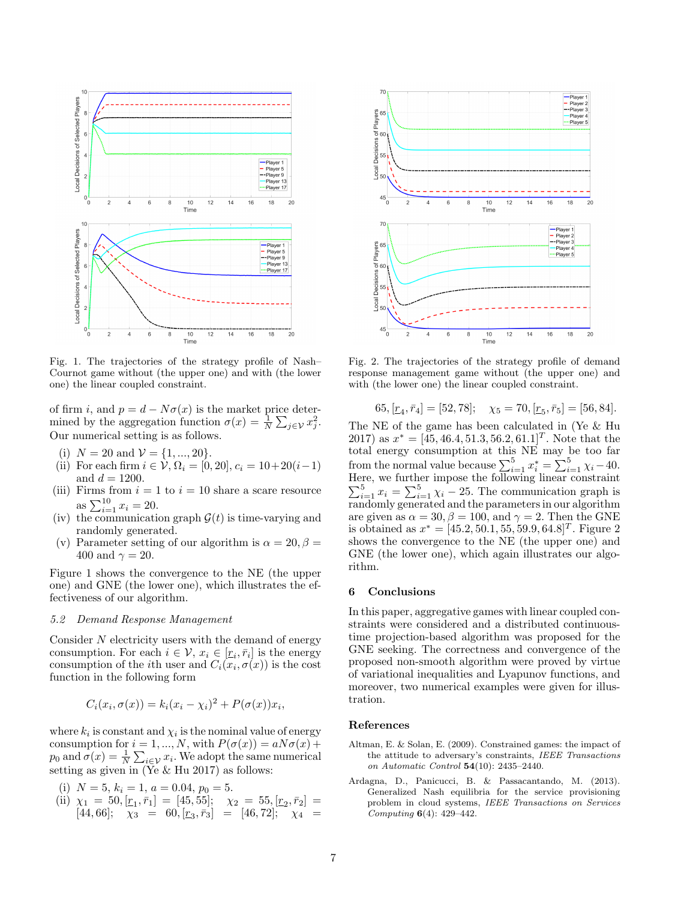Fig. 1. The trajectories of the strategy profile of Nash–Cournot game without (the upper one) and with (the lower one) the linear coupled constraint.

of firm $i$, and $p = d - N\sigma(x)$ is the market price determined by the aggregation function $\sigma(x) = \frac{1}{N}\sum_{j\in\mathcal{V}} x_j^2$. Our numerical setting is as follows.

(i) $N = 20$ and $\mathcal{V} = \{1, ..., 20\}$.
(ii) For each firm $i \in \mathcal{V}$, $\Omega_i = [0, 20]$, $c_i = 10+20(i-1)$ and $d = 1200$.
(iii) Firms from $i = 1$ to $i = 10$ share a scare resource as $\sum_{i=1}^{10} x_i = 20$.
(iv) the communication graph $\mathcal{G}(t)$ is time-varying and randomly generated.
(v) Parameter setting of our algorithm is $\alpha = 20, \beta = 400$ and $\gamma = 20$.

Figure 1 shows the convergence to the NE (the upper one) and GNE (the lower one), which illustrates the effectiveness of our algorithm.

### 5.2 Demand Response Management

Consider $N$ electricity users with the demand of energy consumption. For each $i \in \mathcal{V}$, $x_i \in [\underline{r}_i, \bar{r}_i]$ is the energy consumption of the $i$th user and $C_i(x_i, \sigma(x))$ is the cost function in the following form

$$C_i(x_i, \sigma(x)) = k_i(x_i - \chi_i)^2 + P(\sigma(x))x_i,$$

where $k_i$ is constant and $\chi_i$ is the nominal value of energy consumption for $i = 1, ..., N$, with $P(\sigma(x)) = aN\sigma(x) + p_0$ and $\sigma(x) = \frac{1}{N}\sum_{i\in\mathcal{V}} x_i$. We adopt the same numerical setting as given in (Ye & Hu 2017) as follows:

(i) $N = 5$, $k_i = 1$, $a = 0.04$, $p_0 = 5$.
(ii) $\chi_1 = 50, [\underline{r}_1, \bar{r}_1] = [45, 55]$; $\chi_2 = 55, [\underline{r}_2, \bar{r}_2] = [44, 66]$; $\chi_3 = 60, [\underline{r}_3, \bar{r}_3] = [46, 72]$; $\chi_4 = 65, [\underline{r}_4, \bar{r}_4] = [52, 78]$; $\chi_5 = 70, [\underline{r}_5, \bar{r}_5] = [56, 84]$.

Fig. 2. The trajectories of the strategy profile of demand response management game without (the upper one) and with (the lower one) the linear coupled constraint.

The NE of the game has been calculated in (Ye & Hu 2017) as $x^* = [45, 46.4, 51.3, 56.2, 61.1]^T$. Note that the total energy consumption at this NE may be too far from the normal value because $\sum_{i=1}^{5} x_i^* = \sum_{i=1}^{5} \chi_i - 40$. Here, we further impose the following linear constraint $\sum_{i=1}^{5} x_i = \sum_{i=1}^{5} \chi_i - 25$. The communication graph is randomly generated and the parameters in our algorithm are given as $\alpha = 30, \beta = 100$, and $\gamma = 2$. Then the GNE is obtained as $x^* = [45.2, 50.1, 55, 59.9, 64.8]^T$. Figure 2 shows the convergence to the NE (the upper one) and GNE (the lower one), which again illustrates our algorithm.

## 6 Conclusions

In this paper, aggregative games with linear coupled constraints were considered and a distributed continuous-time projection-based algorithm was proposed for the GNE seeking. The correctness and convergence of the proposed non-smooth algorithm were proved by virtue of variational inequalities and Lyapunov functions, and moreover, two numerical examples were given for illustration.

## References

Altman, E. & Solan, E. (2009). Constrained games: the impact of the attitude to adversary's constraints, *IEEE Transactions on Automatic Control* **54**(10): 2435–2440.

Ardagna, D., Panicucci, B. & Passacantando, M. (2013). Generalized Nash equilibria for the service provisioning problem in cloud systems, *IEEE Transactions on Services Computing* **6**(4): 429–442.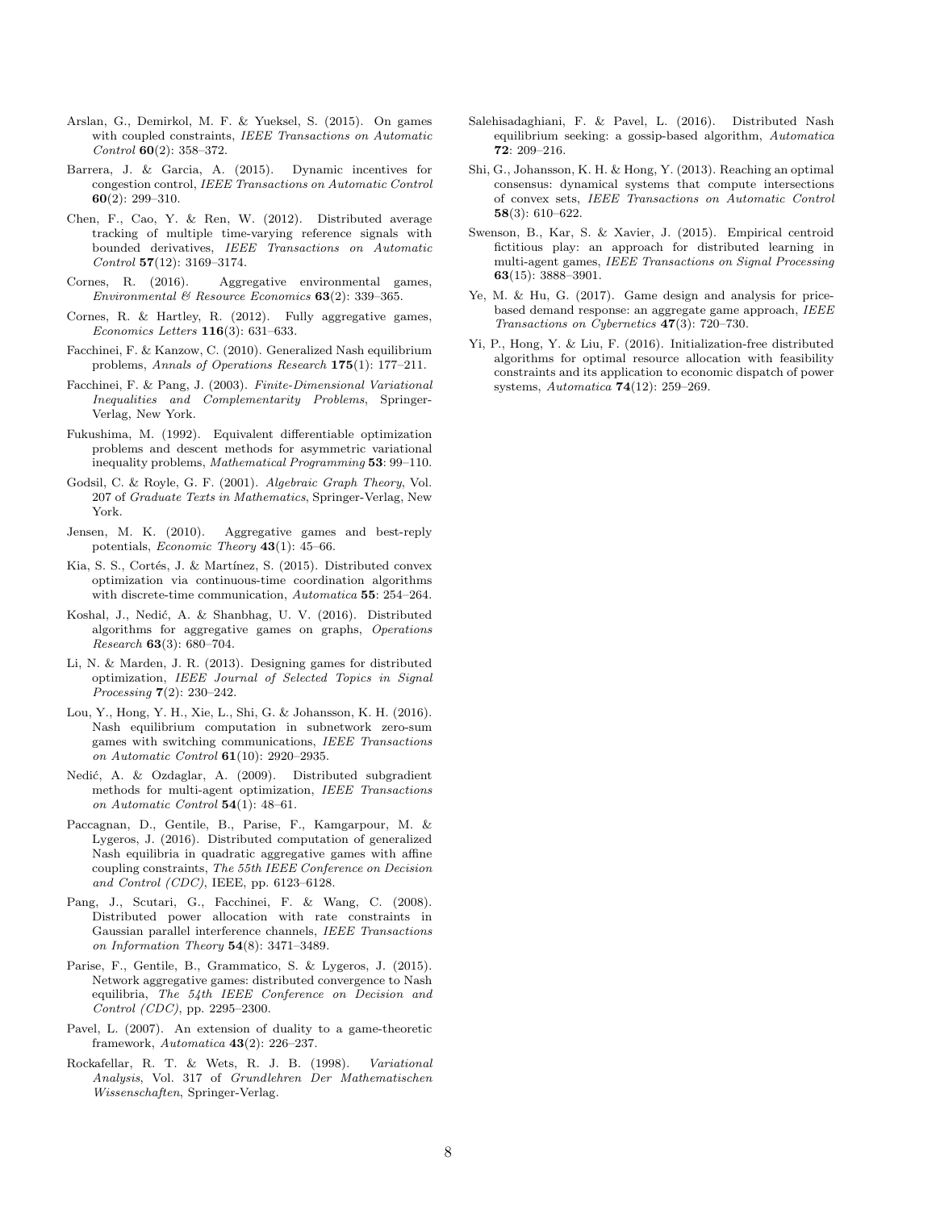Arslan, G., Demirkol, M. F. & Yueksel, S. (2015). On games with coupled constraints, *IEEE Transactions on Automatic Control* **60**(2): 358–372.

Barrera, J. & Garcia, A. (2015). Dynamic incentives for congestion control, *IEEE Transactions on Automatic Control* **60**(2): 299–310.

Chen, F., Cao, Y. & Ren, W. (2012). Distributed average tracking of multiple time-varying reference signals with bounded derivatives, *IEEE Transactions on Automatic Control* **57**(12): 3169–3174.

Cornes, R. (2016). Aggregative environmental games, *Environmental & Resource Economics* **63**(2): 339–365.

Cornes, R. & Hartley, R. (2012). Fully aggregative games, *Economics Letters* **116**(3): 631–633.

Facchinei, F. & Kanzow, C. (2010). Generalized Nash equilibrium problems, *Annals of Operations Research* **175**(1): 177–211.

Facchinei, F. & Pang, J. (2003). *Finite-Dimensional Variational Inequalities and Complementarity Problems*, Springer-Verlag, New York.

Fukushima, M. (1992). Equivalent differentiable optimization problems and descent methods for asymmetric variational inequality problems, *Mathematical Programming* **53**: 99–110.

Godsil, C. & Royle, G. F. (2001). *Algebraic Graph Theory*, Vol. 207 of *Graduate Texts in Mathematics*, Springer-Verlag, New York.

Jensen, M. K. (2010). Aggregative games and best-reply potentials, *Economic Theory* **43**(1): 45–66.

Kia, S. S., Cortés, J. & Martínez, S. (2015). Distributed convex optimization via continuous-time coordination algorithms with discrete-time communication, *Automatica* **55**: 254–264.

Koshal, J., Nedić, A. & Shanbhag, U. V. (2016). Distributed algorithms for aggregative games on graphs, *Operations Research* **63**(3): 680–704.

Li, N. & Marden, J. R. (2013). Designing games for distributed optimization, *IEEE Journal of Selected Topics in Signal Processing* **7**(2): 230–242.

Lou, Y., Hong, Y. H., Xie, L., Shi, G. & Johansson, K. H. (2016). Nash equilibrium computation in subnetwork zero-sum games with switching communications, *IEEE Transactions on Automatic Control* **61**(10): 2920–2935.

Nedić, A. & Ozdaglar, A. (2009). Distributed subgradient methods for multi-agent optimization, *IEEE Transactions on Automatic Control* **54**(1): 48–61.

Paccagnan, D., Gentile, B., Parise, F., Kamgarpour, M. & Lygeros, J. (2016). Distributed computation of generalized Nash equilibria in quadratic aggregative games with affine coupling constraints, *The 55th IEEE Conference on Decision and Control (CDC)*, IEEE, pp. 6123–6128.

Pang, J., Scutari, G., Facchinei, F. & Wang, C. (2008). Distributed power allocation with rate constraints in Gaussian parallel interference channels, *IEEE Transactions on Information Theory* **54**(8): 3471–3489.

Parise, F., Gentile, B., Grammatico, S. & Lygeros, J. (2015). Network aggregative games: distributed convergence to Nash equilibria, *The 54th IEEE Conference on Decision and Control (CDC)*, pp. 2295–2300.

Pavel, L. (2007). An extension of duality to a game-theoretic framework, *Automatica* **43**(2): 226–237.

Rockafellar, R. T. & Wets, R. J. B. (1998). *Variational Analysis*, Vol. 317 of *Grundlehren Der Mathematischen Wissenschaften*, Springer-Verlag.

Salehisadaghiani, F. & Pavel, L. (2016). Distributed Nash equilibrium seeking: a gossip-based algorithm, *Automatica* **72**: 209–216.

Shi, G., Johansson, K. H. & Hong, Y. (2013). Reaching an optimal consensus: dynamical systems that compute intersections of convex sets, *IEEE Transactions on Automatic Control* **58**(3): 610–622.

Swenson, B., Kar, S. & Xavier, J. (2015). Empirical centroid fictitious play: an approach for distributed learning in multi-agent games, *IEEE Transactions on Signal Processing* **63**(15): 3888–3901.

Ye, M. & Hu, G. (2017). Game design and analysis for price-based demand response: an aggregate game approach, *IEEE Transactions on Cybernetics* **47**(3): 720–730.

Yi, P., Hong, Y. & Liu, F. (2016). Initialization-free distributed algorithms for optimal resource allocation with feasibility constraints and its application to economic dispatch of power systems, *Automatica* **74**(12): 259–269.